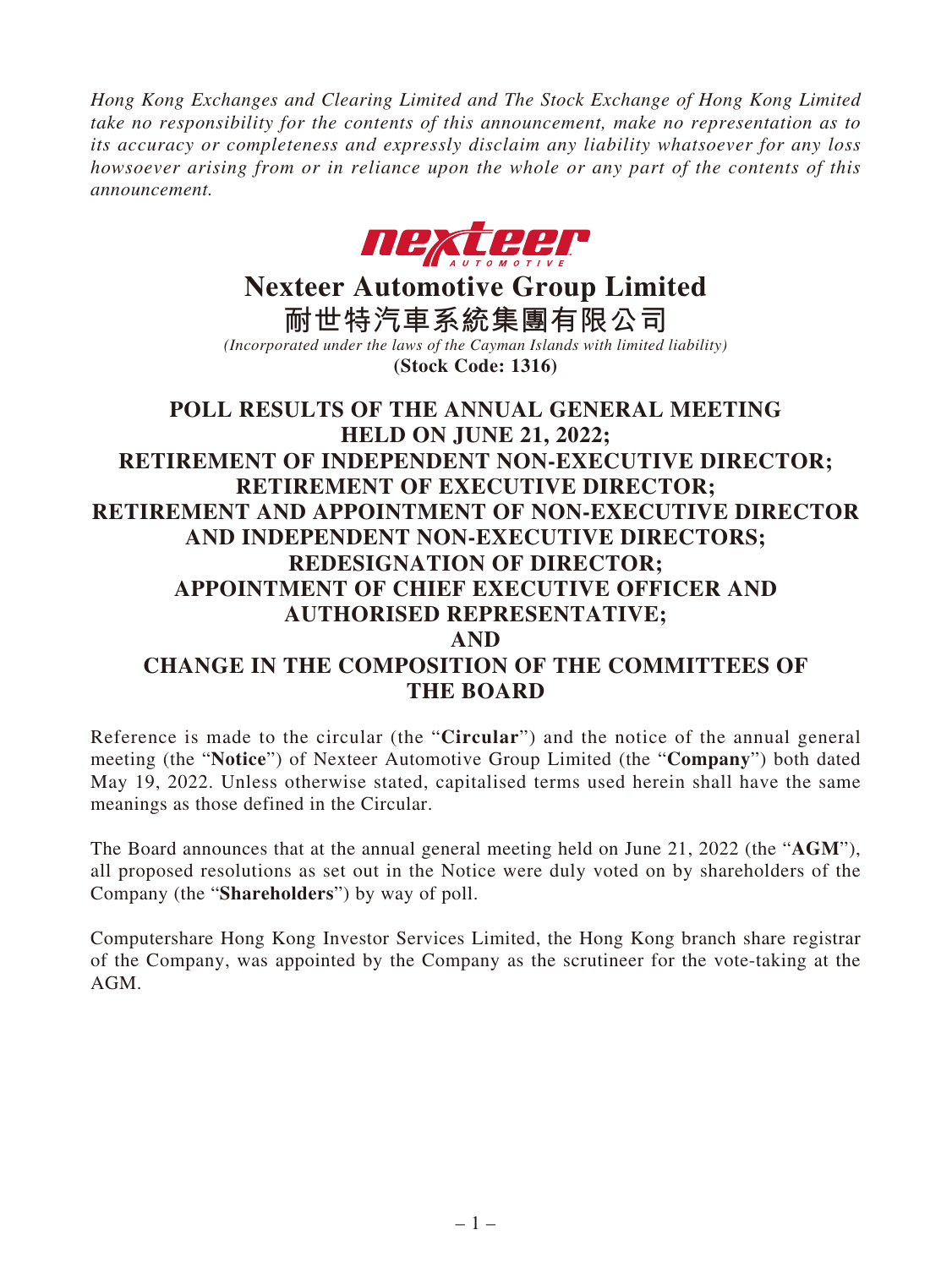*Hong Kong Exchanges and Clearing Limited and The Stock Exchange of Hong Kong Limited take no responsibility for the contents of this announcement, make no representation as to its accuracy or completeness and expressly disclaim any liability whatsoever for any loss howsoever arising from or in reliance upon the whole or any part of the contents of this announcement.*

# Nexteer Automotive Group Limited
# 耐世特汽車系統集團有限公司

*(Incorporated under the laws of the Cayman Islands with limited liability)*

**(Stock Code: 1316)**

## POLL RESULTS OF THE ANNUAL GENERAL MEETING HELD ON JUNE 21, 2022; RETIREMENT OF INDEPENDENT NON-EXECUTIVE DIRECTOR; RETIREMENT OF EXECUTIVE DIRECTOR; RETIREMENT AND APPOINTMENT OF NON-EXECUTIVE DIRECTOR AND INDEPENDENT NON-EXECUTIVE DIRECTORS; REDESIGNATION OF DIRECTOR; APPOINTMENT OF CHIEF EXECUTIVE OFFICER AND AUTHORISED REPRESENTATIVE; AND CHANGE IN THE COMPOSITION OF THE COMMITTEES OF THE BOARD

Reference is made to the circular (the "**Circular**") and the notice of the annual general meeting (the "**Notice**") of Nexteer Automotive Group Limited (the "**Company**") both dated May 19, 2022. Unless otherwise stated, capitalised terms used herein shall have the same meanings as those defined in the Circular.

The Board announces that at the annual general meeting held on June 21, 2022 (the "**AGM**"), all proposed resolutions as set out in the Notice were duly voted on by shareholders of the Company (the "**Shareholders**") by way of poll.

Computershare Hong Kong Investor Services Limited, the Hong Kong branch share registrar of the Company, was appointed by the Company as the scrutineer for the vote-taking at the AGM.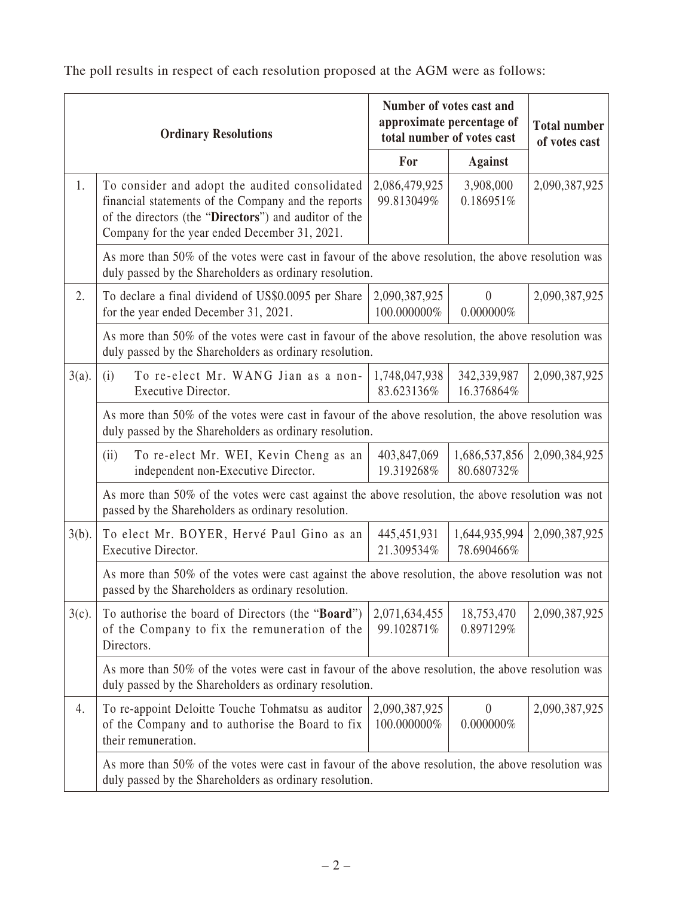The poll results in respect of each resolution proposed at the AGM were as follows:

| | Ordinary Resolutions | Number of votes cast and approximate percentage of total number of votes cast | | Total number of votes cast |
|---|---|---|---|---|
| | | For | Against | |
| 1. | To consider and adopt the audited consolidated financial statements of the Company and the reports of the directors (the "**Directors**") and auditor of the Company for the year ended December 31, 2021. | 2,086,479,925 99.813049% | 3,908,000 0.186951% | 2,090,387,925 |
| | As more than 50% of the votes were cast in favour of the above resolution, the above resolution was duly passed by the Shareholders as ordinary resolution. | | | |
| 2. | To declare a final dividend of US$0.0095 per Share for the year ended December 31, 2021. | 2,090,387,925 100.000000% | 0 0.000000% | 2,090,387,925 |
| | As more than 50% of the votes were cast in favour of the above resolution, the above resolution was duly passed by the Shareholders as ordinary resolution. | | | |
| 3(a). | (i) To re-elect Mr. WANG Jian as a non-Executive Director. | 1,748,047,938 83.623136% | 342,339,987 16.376864% | 2,090,387,925 |
| | As more than 50% of the votes were cast in favour of the above resolution, the above resolution was duly passed by the Shareholders as ordinary resolution. | | | |
| | (ii) To re-elect Mr. WEI, Kevin Cheng as an independent non-Executive Director. | 403,847,069 19.319268% | 1,686,537,856 80.680732% | 2,090,384,925 |
| | As more than 50% of the votes were cast against the above resolution, the above resolution was not passed by the Shareholders as ordinary resolution. | | | |
| 3(b). | To elect Mr. BOYER, Hervé Paul Gino as an Executive Director. | 445,451,931 21.309534% | 1,644,935,994 78.690466% | 2,090,387,925 |
| | As more than 50% of the votes were cast against the above resolution, the above resolution was not passed by the Shareholders as ordinary resolution. | | | |
| 3(c). | To authorise the board of Directors (the "**Board**") of the Company to fix the remuneration of the Directors. | 2,071,634,455 99.102871% | 18,753,470 0.897129% | 2,090,387,925 |
| | As more than 50% of the votes were cast in favour of the above resolution, the above resolution was duly passed by the Shareholders as ordinary resolution. | | | |
| 4. | To re-appoint Deloitte Touche Tohmatsu as auditor of the Company and to authorise the Board to fix their remuneration. | 2,090,387,925 100.000000% | 0 0.000000% | 2,090,387,925 |
| | As more than 50% of the votes were cast in favour of the above resolution, the above resolution was duly passed by the Shareholders as ordinary resolution. | | | |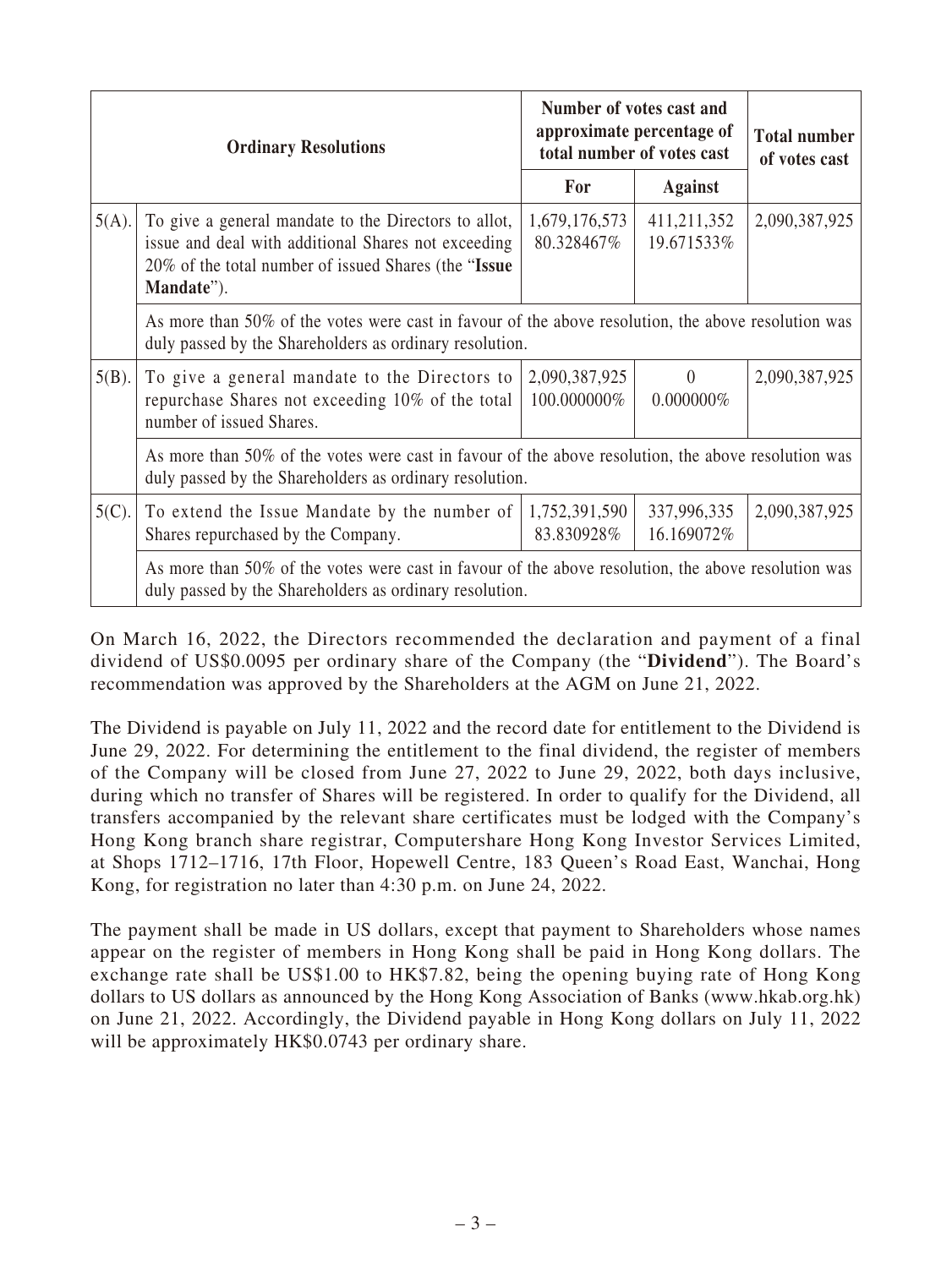| | Ordinary Resolutions | Number of votes cast and approximate percentage of total number of votes cast | | Total number of votes cast |
|---|---|---|---|---|
| | | For | Against | |
| 5(A). | To give a general mandate to the Directors to allot, issue and deal with additional Shares not exceeding 20% of the total number of issued Shares (the "**Issue Mandate**"). | 1,679,176,573 80.328467% | 411,211,352 19.671533% | 2,090,387,925 |
| | As more than 50% of the votes were cast in favour of the above resolution, the above resolution was duly passed by the Shareholders as ordinary resolution. | | | |
| 5(B). | To give a general mandate to the Directors to repurchase Shares not exceeding 10% of the total number of issued Shares. | 2,090,387,925 100.000000% | 0 0.000000% | 2,090,387,925 |
| | As more than 50% of the votes were cast in favour of the above resolution, the above resolution was duly passed by the Shareholders as ordinary resolution. | | | |
| 5(C). | To extend the Issue Mandate by the number of Shares repurchased by the Company. | 1,752,391,590 83.830928% | 337,996,335 16.169072% | 2,090,387,925 |
| | As more than 50% of the votes were cast in favour of the above resolution, the above resolution was duly passed by the Shareholders as ordinary resolution. | | | |

On March 16, 2022, the Directors recommended the declaration and payment of a final dividend of US$0.0095 per ordinary share of the Company (the "**Dividend**"). The Board's recommendation was approved by the Shareholders at the AGM on June 21, 2022.

The Dividend is payable on July 11, 2022 and the record date for entitlement to the Dividend is June 29, 2022. For determining the entitlement to the final dividend, the register of members of the Company will be closed from June 27, 2022 to June 29, 2022, both days inclusive, during which no transfer of Shares will be registered. In order to qualify for the Dividend, all transfers accompanied by the relevant share certificates must be lodged with the Company's Hong Kong branch share registrar, Computershare Hong Kong Investor Services Limited, at Shops 1712–1716, 17th Floor, Hopewell Centre, 183 Queen's Road East, Wanchai, Hong Kong, for registration no later than 4:30 p.m. on June 24, 2022.

The payment shall be made in US dollars, except that payment to Shareholders whose names appear on the register of members in Hong Kong shall be paid in Hong Kong dollars. The exchange rate shall be US$1.00 to HK$7.82, being the opening buying rate of Hong Kong dollars to US dollars as announced by the Hong Kong Association of Banks (www.hkab.org.hk) on June 21, 2022. Accordingly, the Dividend payable in Hong Kong dollars on July 11, 2022 will be approximately HK$0.0743 per ordinary share.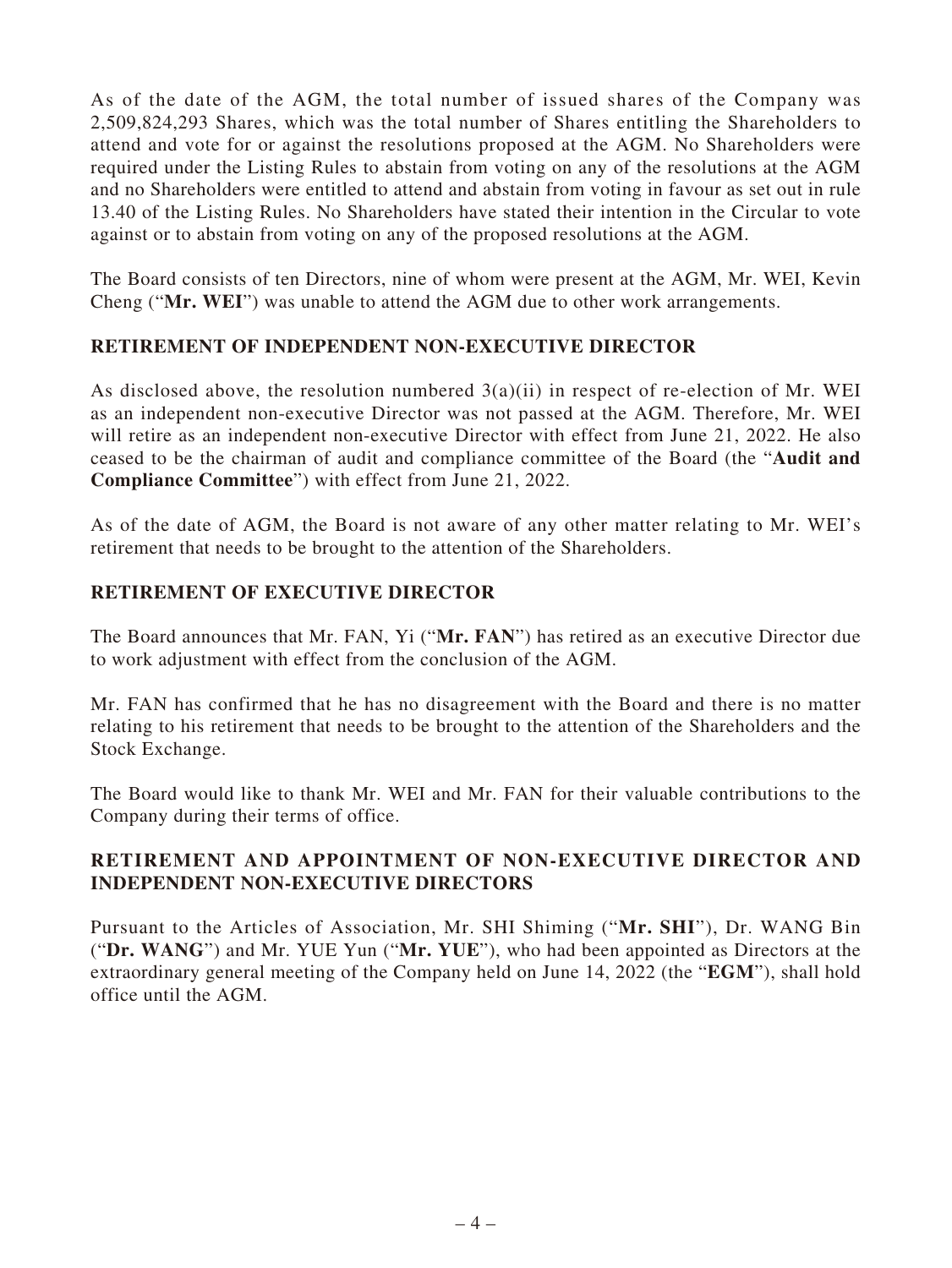As of the date of the AGM, the total number of issued shares of the Company was 2,509,824,293 Shares, which was the total number of Shares entitling the Shareholders to attend and vote for or against the resolutions proposed at the AGM. No Shareholders were required under the Listing Rules to abstain from voting on any of the resolutions at the AGM and no Shareholders were entitled to attend and abstain from voting in favour as set out in rule 13.40 of the Listing Rules. No Shareholders have stated their intention in the Circular to vote against or to abstain from voting on any of the proposed resolutions at the AGM.

The Board consists of ten Directors, nine of whom were present at the AGM, Mr. WEI, Kevin Cheng ("**Mr. WEI**") was unable to attend the AGM due to other work arrangements.

## RETIREMENT OF INDEPENDENT NON-EXECUTIVE DIRECTOR

As disclosed above, the resolution numbered 3(a)(ii) in respect of re-election of Mr. WEI as an independent non-executive Director was not passed at the AGM. Therefore, Mr. WEI will retire as an independent non-executive Director with effect from June 21, 2022. He also ceased to be the chairman of audit and compliance committee of the Board (the "**Audit and Compliance Committee**") with effect from June 21, 2022.

As of the date of AGM, the Board is not aware of any other matter relating to Mr. WEI's retirement that needs to be brought to the attention of the Shareholders.

## RETIREMENT OF EXECUTIVE DIRECTOR

The Board announces that Mr. FAN, Yi ("**Mr. FAN**") has retired as an executive Director due to work adjustment with effect from the conclusion of the AGM.

Mr. FAN has confirmed that he has no disagreement with the Board and there is no matter relating to his retirement that needs to be brought to the attention of the Shareholders and the Stock Exchange.

The Board would like to thank Mr. WEI and Mr. FAN for their valuable contributions to the Company during their terms of office.

## RETIREMENT AND APPOINTMENT OF NON-EXECUTIVE DIRECTOR AND INDEPENDENT NON-EXECUTIVE DIRECTORS

Pursuant to the Articles of Association, Mr. SHI Shiming ("**Mr. SHI**"), Dr. WANG Bin ("**Dr. WANG**") and Mr. YUE Yun ("**Mr. YUE**"), who had been appointed as Directors at the extraordinary general meeting of the Company held on June 14, 2022 (the "**EGM**"), shall hold office until the AGM.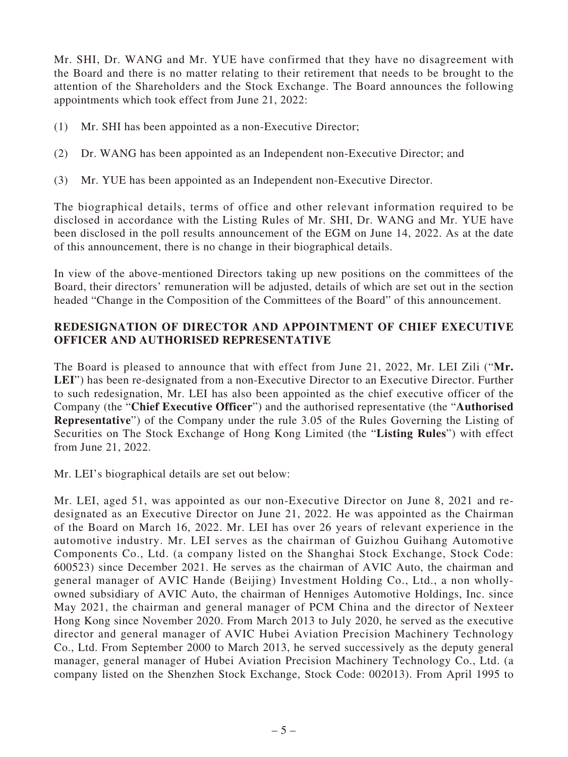Mr. SHI, Dr. WANG and Mr. YUE have confirmed that they have no disagreement with the Board and there is no matter relating to their retirement that needs to be brought to the attention of the Shareholders and the Stock Exchange. The Board announces the following appointments which took effect from June 21, 2022:

(1) Mr. SHI has been appointed as a non-Executive Director;

(2) Dr. WANG has been appointed as an Independent non-Executive Director; and

(3) Mr. YUE has been appointed as an Independent non-Executive Director.

The biographical details, terms of office and other relevant information required to be disclosed in accordance with the Listing Rules of Mr. SHI, Dr. WANG and Mr. YUE have been disclosed in the poll results announcement of the EGM on June 14, 2022. As at the date of this announcement, there is no change in their biographical details.

In view of the above-mentioned Directors taking up new positions on the committees of the Board, their directors' remuneration will be adjusted, details of which are set out in the section headed "Change in the Composition of the Committees of the Board" of this announcement.

## REDESIGNATION OF DIRECTOR AND APPOINTMENT OF CHIEF EXECUTIVE OFFICER AND AUTHORISED REPRESENTATIVE

The Board is pleased to announce that with effect from June 21, 2022, Mr. LEI Zili ("**Mr. LEI**") has been re-designated from a non-Executive Director to an Executive Director. Further to such redesignation, Mr. LEI has also been appointed as the chief executive officer of the Company (the "**Chief Executive Officer**") and the authorised representative (the "**Authorised Representative**") of the Company under the rule 3.05 of the Rules Governing the Listing of Securities on The Stock Exchange of Hong Kong Limited (the "**Listing Rules**") with effect from June 21, 2022.

Mr. LEI's biographical details are set out below:

Mr. LEI, aged 51, was appointed as our non-Executive Director on June 8, 2021 and re-designated as an Executive Director on June 21, 2022. He was appointed as the Chairman of the Board on March 16, 2022. Mr. LEI has over 26 years of relevant experience in the automotive industry. Mr. LEI serves as the chairman of Guizhou Guihang Automotive Components Co., Ltd. (a company listed on the Shanghai Stock Exchange, Stock Code: 600523) since December 2021. He serves as the chairman of AVIC Auto, the chairman and general manager of AVIC Hande (Beijing) Investment Holding Co., Ltd., a non wholly-owned subsidiary of AVIC Auto, the chairman of Henniges Automotive Holdings, Inc. since May 2021, the chairman and general manager of PCM China and the director of Nexteer Hong Kong since November 2020. From March 2013 to July 2020, he served as the executive director and general manager of AVIC Hubei Aviation Precision Machinery Technology Co., Ltd. From September 2000 to March 2013, he served successively as the deputy general manager, general manager of Hubei Aviation Precision Machinery Technology Co., Ltd. (a company listed on the Shenzhen Stock Exchange, Stock Code: 002013). From April 1995 to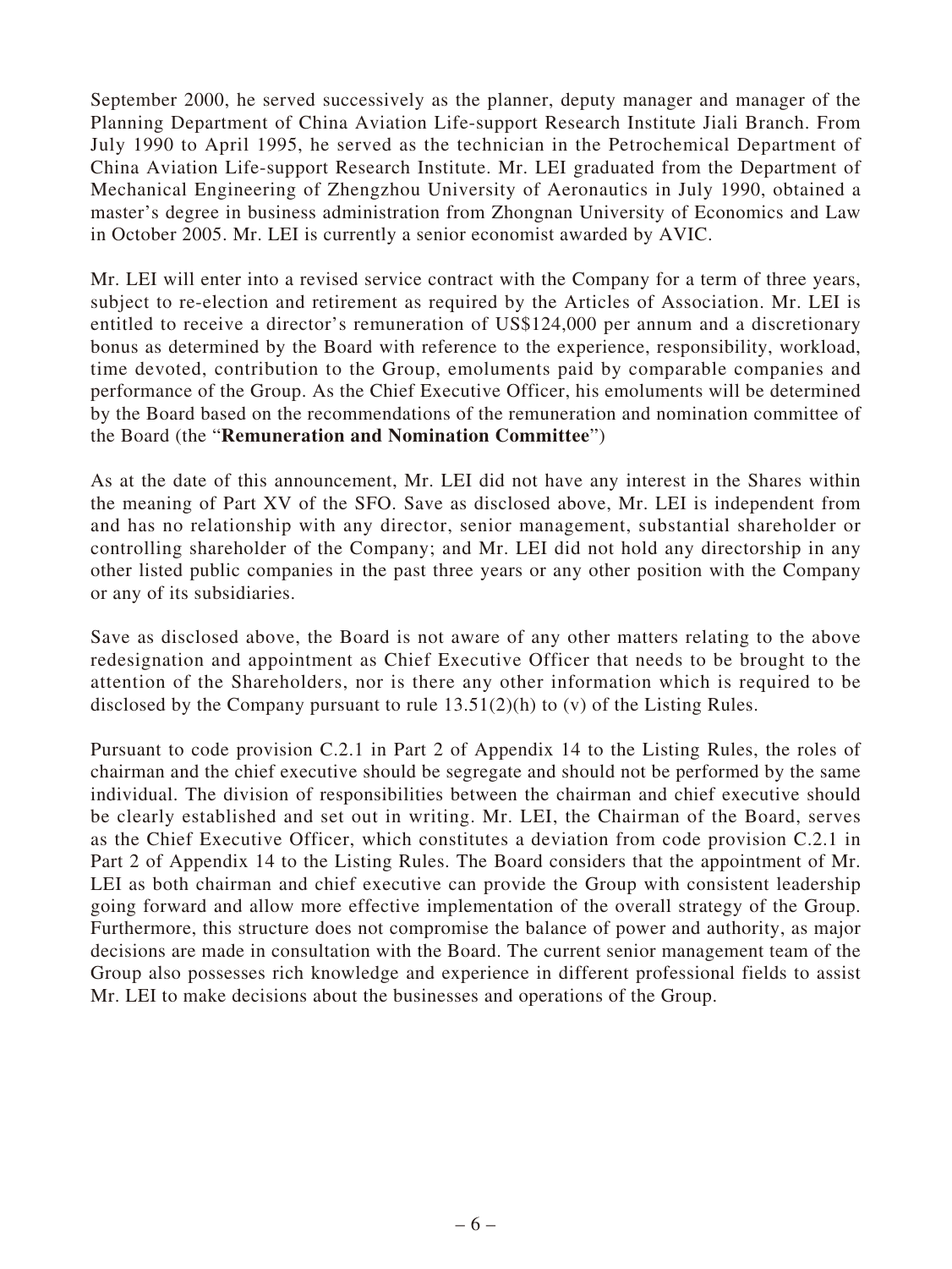September 2000, he served successively as the planner, deputy manager and manager of the Planning Department of China Aviation Life-support Research Institute Jiali Branch. From July 1990 to April 1995, he served as the technician in the Petrochemical Department of China Aviation Life-support Research Institute. Mr. LEI graduated from the Department of Mechanical Engineering of Zhengzhou University of Aeronautics in July 1990, obtained a master's degree in business administration from Zhongnan University of Economics and Law in October 2005. Mr. LEI is currently a senior economist awarded by AVIC.

Mr. LEI will enter into a revised service contract with the Company for a term of three years, subject to re-election and retirement as required by the Articles of Association. Mr. LEI is entitled to receive a director's remuneration of US$124,000 per annum and a discretionary bonus as determined by the Board with reference to the experience, responsibility, workload, time devoted, contribution to the Group, emoluments paid by comparable companies and performance of the Group. As the Chief Executive Officer, his emoluments will be determined by the Board based on the recommendations of the remuneration and nomination committee of the Board (the "**Remuneration and Nomination Committee**")

As at the date of this announcement, Mr. LEI did not have any interest in the Shares within the meaning of Part XV of the SFO. Save as disclosed above, Mr. LEI is independent from and has no relationship with any director, senior management, substantial shareholder or controlling shareholder of the Company; and Mr. LEI did not hold any directorship in any other listed public companies in the past three years or any other position with the Company or any of its subsidiaries.

Save as disclosed above, the Board is not aware of any other matters relating to the above redesignation and appointment as Chief Executive Officer that needs to be brought to the attention of the Shareholders, nor is there any other information which is required to be disclosed by the Company pursuant to rule 13.51(2)(h) to (v) of the Listing Rules.

Pursuant to code provision C.2.1 in Part 2 of Appendix 14 to the Listing Rules, the roles of chairman and the chief executive should be segregate and should not be performed by the same individual. The division of responsibilities between the chairman and chief executive should be clearly established and set out in writing. Mr. LEI, the Chairman of the Board, serves as the Chief Executive Officer, which constitutes a deviation from code provision C.2.1 in Part 2 of Appendix 14 to the Listing Rules. The Board considers that the appointment of Mr. LEI as both chairman and chief executive can provide the Group with consistent leadership going forward and allow more effective implementation of the overall strategy of the Group. Furthermore, this structure does not compromise the balance of power and authority, as major decisions are made in consultation with the Board. The current senior management team of the Group also possesses rich knowledge and experience in different professional fields to assist Mr. LEI to make decisions about the businesses and operations of the Group.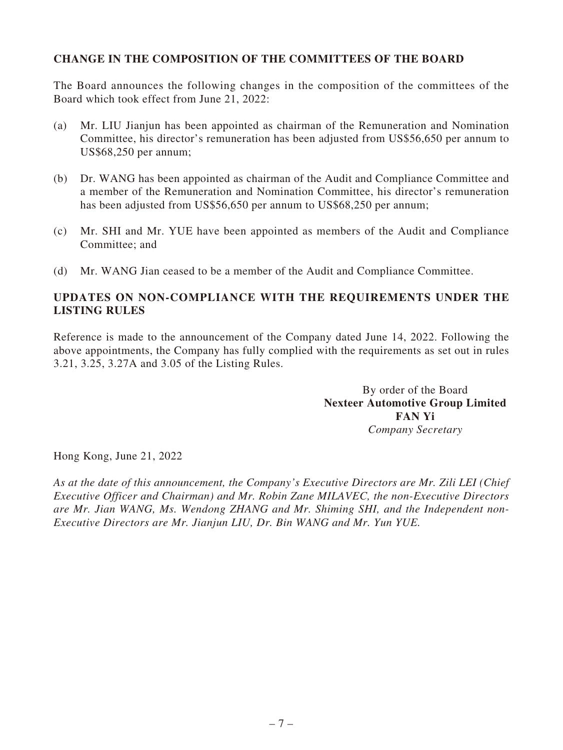## CHANGE IN THE COMPOSITION OF THE COMMITTEES OF THE BOARD

The Board announces the following changes in the composition of the committees of the Board which took effect from June 21, 2022:

(a) Mr. LIU Jianjun has been appointed as chairman of the Remuneration and Nomination Committee, his director's remuneration has been adjusted from US$56,650 per annum to US$68,250 per annum;

(b) Dr. WANG has been appointed as chairman of the Audit and Compliance Committee and a member of the Remuneration and Nomination Committee, his director's remuneration has been adjusted from US$56,650 per annum to US$68,250 per annum;

(c) Mr. SHI and Mr. YUE have been appointed as members of the Audit and Compliance Committee; and

(d) Mr. WANG Jian ceased to be a member of the Audit and Compliance Committee.

## UPDATES ON NON-COMPLIANCE WITH THE REQUIREMENTS UNDER THE LISTING RULES

Reference is made to the announcement of the Company dated June 14, 2022. Following the above appointments, the Company has fully complied with the requirements as set out in rules 3.21, 3.25, 3.27A and 3.05 of the Listing Rules.

By order of the Board
**Nexteer Automotive Group Limited**
**FAN Yi**
*Company Secretary*

Hong Kong, June 21, 2022

*As at the date of this announcement, the Company's Executive Directors are Mr. Zili LEI (Chief Executive Officer and Chairman) and Mr. Robin Zane MILAVEC, the non-Executive Directors are Mr. Jian WANG, Ms. Wendong ZHANG and Mr. Shiming SHI, and the Independent non-Executive Directors are Mr. Jianjun LIU, Dr. Bin WANG and Mr. Yun YUE.*